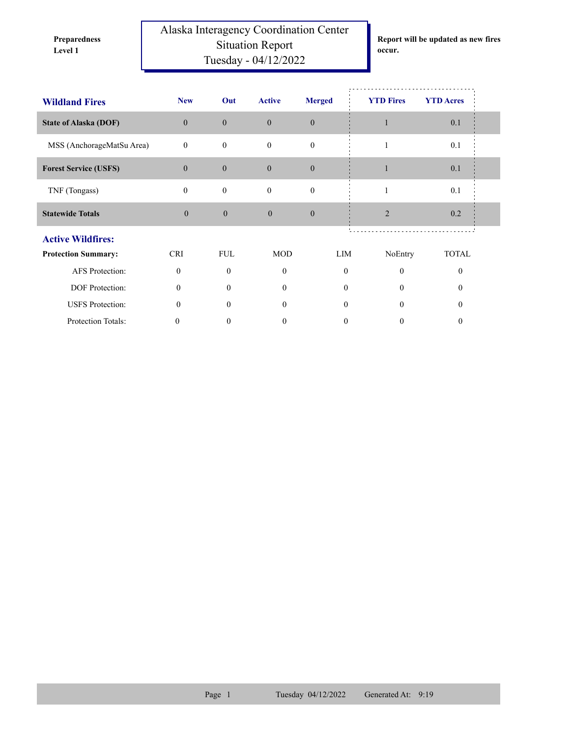**Preparedness Level 1**

# Alaska Interagency Coordination Center
## Situation Report
## Tuesday - 04/12/2022

**Report will be updated as new fires occur.**

| Wildland Fires | New | Out | Active | Merged | YTD Fires | YTD Acres |
|---|---|---|---|---|---|---|
| **State of Alaska (DOF)** | 0 | 0 | 0 | 0 | 1 | 0.1 |
| MSS (AnchorageMatSu Area) | 0 | 0 | 0 | 0 | 1 | 0.1 |
| **Forest Service (USFS)** | 0 | 0 | 0 | 0 | 1 | 0.1 |
| TNF (Tongass) | 0 | 0 | 0 | 0 | 1 | 0.1 |
| **Statewide Totals** | 0 | 0 | 0 | 0 | 2 | 0.2 |

## Active Wildfires:

| **Protection Summary:** | CRI | FUL | MOD | LIM | NoEntry | TOTAL |
|---|---|---|---|---|---|---|
| AFS Protection: | 0 | 0 | 0 | 0 | 0 | 0 |
| DOF Protection: | 0 | 0 | 0 | 0 | 0 | 0 |
| USFS Protection: | 0 | 0 | 0 | 0 | 0 | 0 |
| Protection Totals: | 0 | 0 | 0 | 0 | 0 | 0 |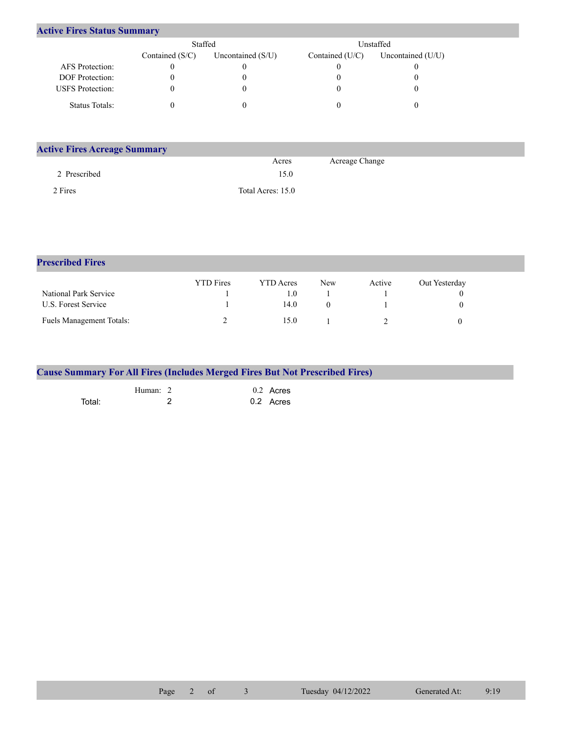## Active Fires Status Summary

| | Staffed | | Unstaffed | |
|---|---|---|---|---|
| | Contained (S/C) | Uncontained (S/U) | Contained (U/C) | Uncontained (U/U) |
| AFS Protection: | 0 | 0 | 0 | 0 |
| DOF Protection: | 0 | 0 | 0 | 0 |
| USFS Protection: | 0 | 0 | 0 | 0 |
| Status Totals: | 0 | 0 | 0 | 0 |

## Active Fires Acreage Summary

| | Acres | Acreage Change |
|---|---|---|
| 2 Prescribed | 15.0 | |
| 2 Fires | Total Acres: 15.0 | |

## Prescribed Fires

| | YTD Fires | YTD Acres | New | Active | Out Yesterday |
|---|---|---|---|---|---|
| National Park Service | 1 | 1.0 | 1 | 1 | 0 |
| U.S. Forest Service | 1 | 14.0 | 0 | 1 | 0 |
| Fuels Management Totals: | 2 | 15.0 | 1 | 2 | 0 |

## Cause Summary For All Fires (Includes Merged Fires But Not Prescribed Fires)

| | | | |
|---|---|---|---|
| | Human: 2 | 0.2 | Acres |
| Total: | 2 | 0.2 | Acres |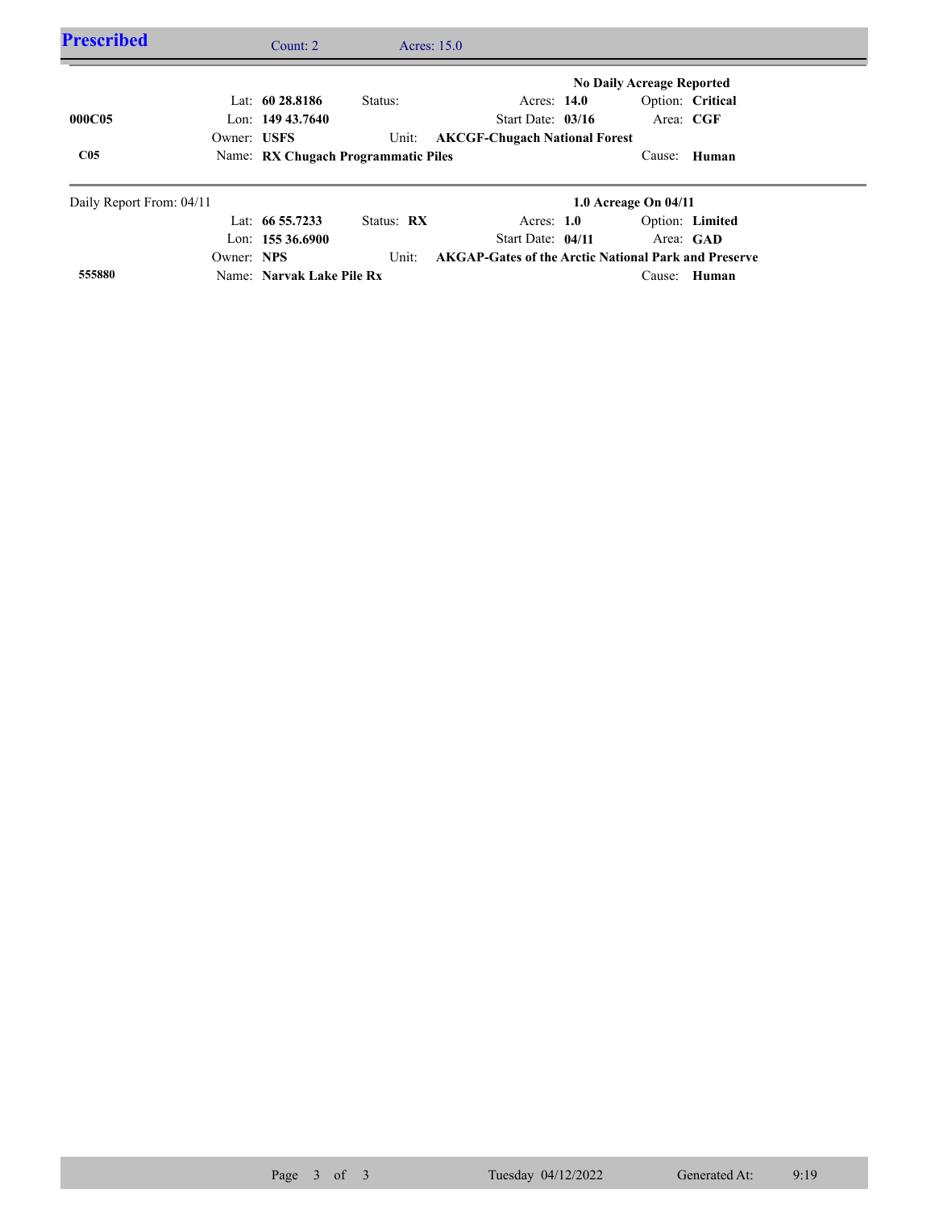## Prescribed

Count: 2 Acres: 15.0

**No Daily Acreage Reported**

| | | | | |
|---|---|---|---|---|
| **000C05** | Lat: **60 28.8186** | Status: | Acres: **14.0** | Option: **Critical** |
| | Lon: **149 43.7640** | | Start Date: **03/16** | Area: **CGF** |
| | Owner: **USFS** | Unit: **AKCGF-Chugach National Forest** | | |
| **C05** | Name: **RX Chugach Programmatic Piles** | | | Cause: **Human** |

Daily Report From: 04/11

**1.0 Acreage On 04/11**

| | | | | |
|---|---|---|---|---|
| | Lat: **66 55.7233** | Status: **RX** | Acres: **1.0** | Option: **Limited** |
| | Lon: **155 36.6900** | | Start Date: **04/11** | Area: **GAD** |
| | Owner: **NPS** | Unit: **AKGAP-Gates of the Arctic National Park and Preserve** | | |
| **555880** | Name: **Narvak Lake Pile Rx** | | | Cause: **Human** |

Tuesday 04/12/2022 Generated At: 9:19